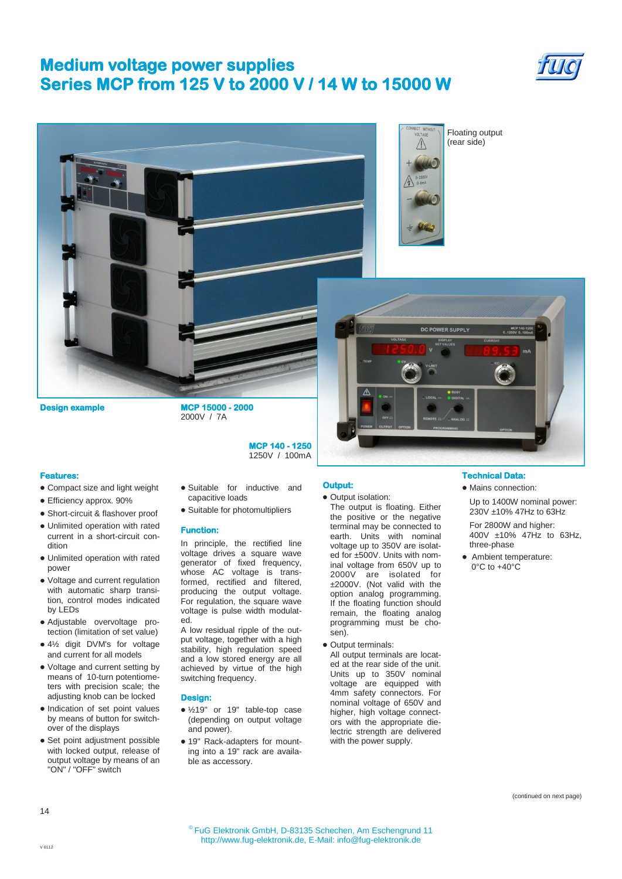# Medium voltage power supplies
# Series MCP from 125 V to 2000 V / 14 W to 15000 W

Floating output (rear side)

**Design example**

**MCP 15000 - 2000**
2000V / 7A

**MCP 140 - 1250**
1250V / 100mA

### Features:

- Compact size and light weight
- Efficiency approx. 90%
- Short-circuit & flashover proof
- Unlimited operation with rated current in a short-circuit condition
- Unlimited operation with rated power
- Voltage and current regulation with automatic sharp transition, control modes indicated by LEDs
- Adjustable overvoltage protection (limitation of set value)
- 4½ digit DVM's for voltage and current for all models
- Voltage and current setting by means of 10-turn potentiometers with precision scale; the adjusting knob can be locked
- Indication of set point values by means of button for switchover of the displays
- Set point adjustment possible with locked output, release of output voltage by means of an "ON" / "OFF" switch
- Suitable for inductive and capacitive loads
- Suitable for photomultipliers

### Function:

In principle, the rectified line voltage drives a square wave generator of fixed frequency, whose AC voltage is transformed, rectified and filtered, producing the output voltage. For regulation, the square wave voltage is pulse width modulated.

A low residual ripple of the output voltage, together with a high stability, high regulation speed and a low stored energy are all achieved by virtue of the high switching frequency.

### Design:

- ½19" or 19" table-top case (depending on output voltage and power).
- 19" Rack-adapters for mounting into a 19" rack are available as accessory.

### Output:

- Output isolation:
  The output is floating. Either the positive or the negative terminal may be connected to earth. Units with nominal voltage up to 350V are isolated for ±500V. Units with nominal voltage from 650V up to 2000V are isolated for ±2000V. (Not valid with the option analog programming. If the floating function should remain, the floating analog programming must be chosen).
- Output terminals:
  All output terminals are located at the rear side of the unit. Units up to 350V nominal voltage are equipped with 4mm safety connectors. For nominal voltage of 650V and higher, high voltage connectors with the appropriate dielectric strength are delivered with the power supply.

### Technical Data:

- Mains connection:

  Up to 1400W nominal power: 230V ±10% 47Hz to 63Hz

  For 2800W and higher: 400V ±10% 47Hz to 63Hz, three-phase
- Ambient temperature: 0°C to +40°C

(continued on next page)

© FuG Elektronik GmbH, D-83135 Schechen, Am Eschengrund 11
http://www.fug-elektronik.de, E-Mail: info@fug-elektronik.de

V 0112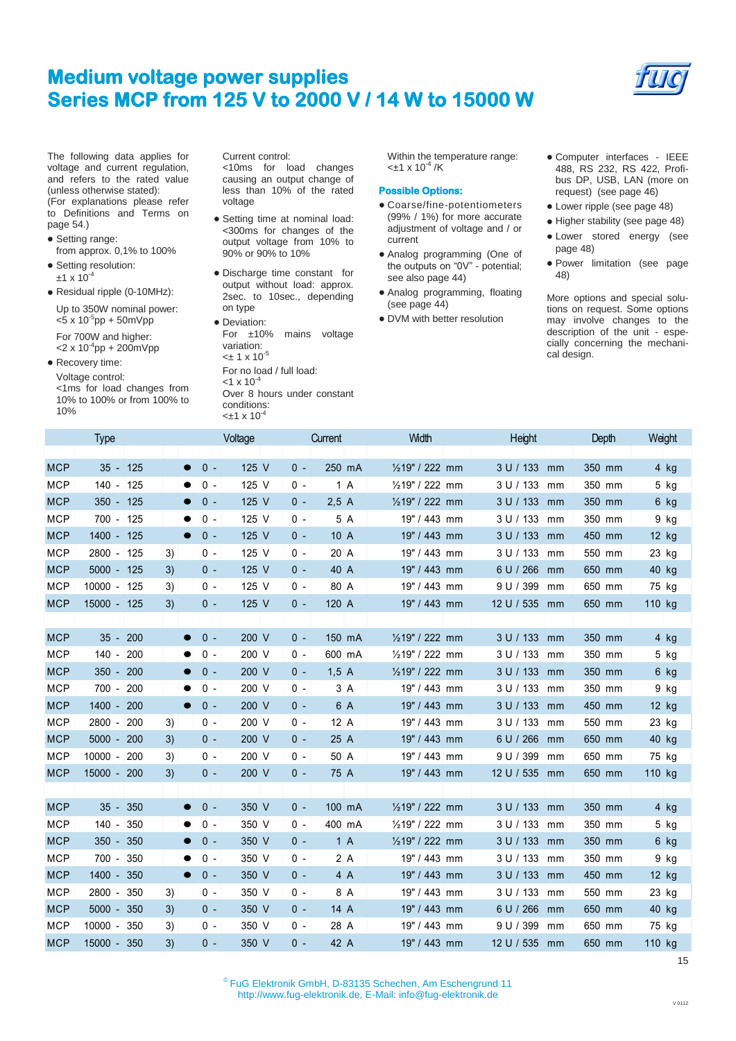# Medium voltage power supplies
# Series MCP from 125 V to 2000 V / 14 W to 15000 W

The following data applies for voltage and current regulation, and refers to the rated value (unless otherwise stated):
(For explanations please refer to Definitions and Terms on page 54.)

- Setting range:
  from approx. 0,1% to 100%
- Setting resolution:
  ±1 x $10^{-4}$
- Residual ripple (0-10MHz):

  Up to 350W nominal power:
  <5 x $10^{-5}$pp + 50mVpp

  For 700W and higher:
  <2 x $10^{-4}$pp + 200mVpp
- Recovery time:

  Voltage control:
  <1ms for load changes from 10% to 100% or from 100% to 10%

  Current control:
  <10ms for load changes causing an output change of less than 10% of the rated voltage
- Setting time at nominal load:
  <300ms for changes of the output voltage from 10% to 90% or 90% to 10%
- Discharge time constant for output without load: approx. 2sec. to 10sec., depending on type
- Deviation:
  For ±10% mains voltage variation:
  <± 1 x $10^{-5}$

  For no load / full load:
  <1 x $10^{-4}$

  Over 8 hours under constant conditions:
  <±1 x $10^{-4}$

  Within the temperature range:
  <±1 x $10^{-4}$ /K

### Possible Options:

- Coarse/fine-potentiometers (99% / 1%) for more accurate adjustment of voltage and / or current
- Analog programming (One of the outputs on "0V" - potential; see also page 44)
- Analog programming, floating (see page 44)
- DVM with better resolution
- Computer interfaces - IEEE 488, RS 232, RS 422, Profibus DP, USB, LAN (more on request) (see page 46)
- Lower ripple (see page 48)
- Higher stability (see page 48)
- Lower stored energy (see page 48)
- Power limitation (see page 48)

More options and special solutions on request. Some options may involve changes to the description of the unit - especially concerning the mechanical design.

| Type | | Voltage | Current | Width | Height | Depth | Weight |
|---|---|---|---|---|---|---|---|
| MCP 35 - 125 | ● | 0 - 125 V | 0 - 250 mA | ½19" / 222 mm | 3 U / 133 mm | 350 mm | 4 kg |
| MCP 140 - 125 | ● | 0 - 125 V | 0 - 1 A | ½19" / 222 mm | 3 U / 133 mm | 350 mm | 5 kg |
| MCP 350 - 125 | ● | 0 - 125 V | 0 - 2,5 A | ½19" / 222 mm | 3 U / 133 mm | 350 mm | 6 kg |
| MCP 700 - 125 | ● | 0 - 125 V | 0 - 5 A | 19" / 443 mm | 3 U / 133 mm | 350 mm | 9 kg |
| MCP 1400 - 125 | ● | 0 - 125 V | 0 - 10 A | 19" / 443 mm | 3 U / 133 mm | 450 mm | 12 kg |
| MCP 2800 - 125 | 3) | 0 - 125 V | 0 - 20 A | 19" / 443 mm | 3 U / 133 mm | 550 mm | 23 kg |
| MCP 5000 - 125 | 3) | 0 - 125 V | 0 - 40 A | 19" / 443 mm | 6 U / 266 mm | 650 mm | 40 kg |
| MCP 10000 - 125 | 3) | 0 - 125 V | 0 - 80 A | 19" / 443 mm | 9 U / 399 mm | 650 mm | 75 kg |
| MCP 15000 - 125 | 3) | 0 - 125 V | 0 - 120 A | 19" / 443 mm | 12 U / 535 mm | 650 mm | 110 kg |
| | | | | | | | |
| MCP 35 - 200 | ● | 0 - 200 V | 0 - 150 mA | ½19" / 222 mm | 3 U / 133 mm | 350 mm | 4 kg |
| MCP 140 - 200 | ● | 0 - 200 V | 0 - 600 mA | ½19" / 222 mm | 3 U / 133 mm | 350 mm | 5 kg |
| MCP 350 - 200 | ● | 0 - 200 V | 0 - 1,5 A | ½19" / 222 mm | 3 U / 133 mm | 350 mm | 6 kg |
| MCP 700 - 200 | ● | 0 - 200 V | 0 - 3 A | 19" / 443 mm | 3 U / 133 mm | 350 mm | 9 kg |
| MCP 1400 - 200 | ● | 0 - 200 V | 0 - 6 A | 19" / 443 mm | 3 U / 133 mm | 450 mm | 12 kg |
| MCP 2800 - 200 | 3) | 0 - 200 V | 0 - 12 A | 19" / 443 mm | 3 U / 133 mm | 550 mm | 23 kg |
| MCP 5000 - 200 | 3) | 0 - 200 V | 0 - 25 A | 19" / 443 mm | 6 U / 266 mm | 650 mm | 40 kg |
| MCP 10000 - 200 | 3) | 0 - 200 V | 0 - 50 A | 19" / 443 mm | 9 U / 399 mm | 650 mm | 75 kg |
| MCP 15000 - 200 | 3) | 0 - 200 V | 0 - 75 A | 19" / 443 mm | 12 U / 535 mm | 650 mm | 110 kg |
| | | | | | | | |
| MCP 35 - 350 | ● | 0 - 350 V | 0 - 100 mA | ½19" / 222 mm | 3 U / 133 mm | 350 mm | 4 kg |
| MCP 140 - 350 | ● | 0 - 350 V | 0 - 400 mA | ½19" / 222 mm | 3 U / 133 mm | 350 mm | 5 kg |
| MCP 350 - 350 | ● | 0 - 350 V | 0 - 1 A | ½19" / 222 mm | 3 U / 133 mm | 350 mm | 6 kg |
| MCP 700 - 350 | ● | 0 - 350 V | 0 - 2 A | 19" / 443 mm | 3 U / 133 mm | 350 mm | 9 kg |
| MCP 1400 - 350 | ● | 0 - 350 V | 0 - 4 A | 19" / 443 mm | 3 U / 133 mm | 450 mm | 12 kg |
| MCP 2800 - 350 | 3) | 0 - 350 V | 0 - 8 A | 19" / 443 mm | 3 U / 133 mm | 550 mm | 23 kg |
| MCP 5000 - 350 | 3) | 0 - 350 V | 0 - 14 A | 19" / 443 mm | 6 U / 266 mm | 650 mm | 40 kg |
| MCP 10000 - 350 | 3) | 0 - 350 V | 0 - 28 A | 19" / 443 mm | 9 U / 399 mm | 650 mm | 75 kg |
| MCP 15000 - 350 | 3) | 0 - 350 V | 0 - 42 A | 19" / 443 mm | 12 U / 535 mm | 650 mm | 110 kg |

© FuG Elektronik GmbH, D-83135 Schechen, Am Eschengrund 11
http://www.fug-elektronik.de, E-Mail: info@fug-elektronik.de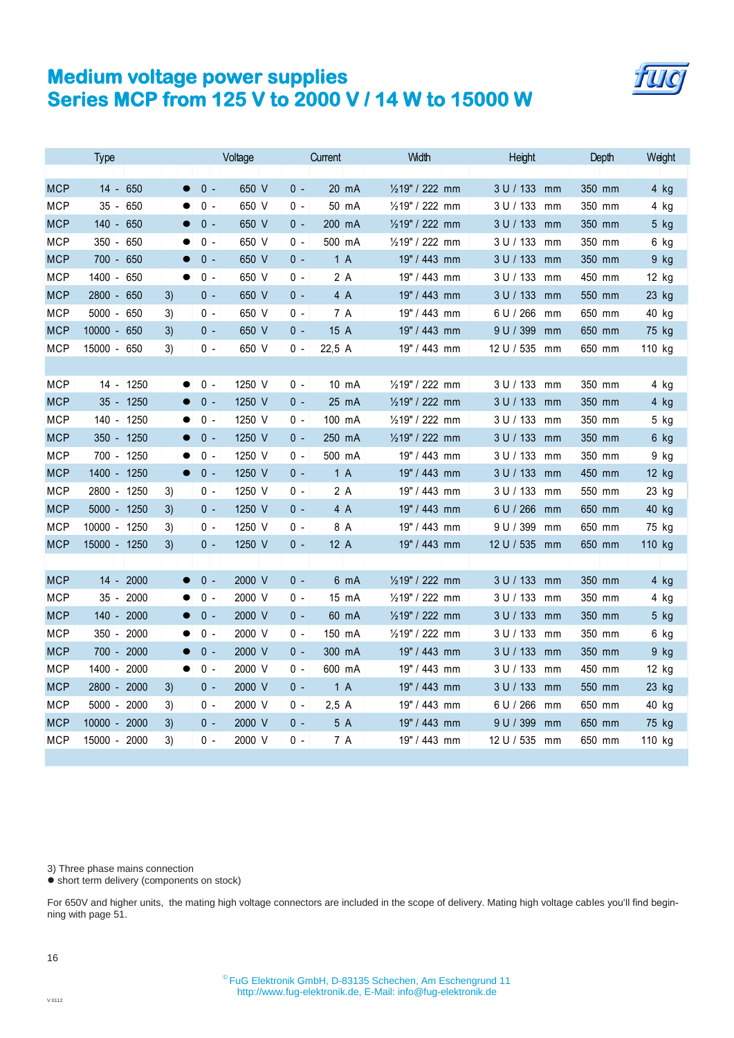# Medium voltage power supplies
# Series MCP from 125 V to 2000 V / 14 W to 15000 W

| Type | | Voltage | Current | Width | Height | Depth | Weight |
|---|---|---|---|---|---|---|---|
| MCP 14 - 650 | ● | 0 - 650 V | 0 - 20 mA | ½19" / 222 mm | 3 U / 133 mm | 350 mm | 4 kg |
| MCP 35 - 650 | ● | 0 - 650 V | 0 - 50 mA | ½19" / 222 mm | 3 U / 133 mm | 350 mm | 4 kg |
| MCP 140 - 650 | ● | 0 - 650 V | 0 - 200 mA | ½19" / 222 mm | 3 U / 133 mm | 350 mm | 5 kg |
| MCP 350 - 650 | ● | 0 - 650 V | 0 - 500 mA | ½19" / 222 mm | 3 U / 133 mm | 350 mm | 6 kg |
| MCP 700 - 650 | ● | 0 - 650 V | 0 - 1 A | 19" / 443 mm | 3 U / 133 mm | 350 mm | 9 kg |
| MCP 1400 - 650 | ● | 0 - 650 V | 0 - 2 A | 19" / 443 mm | 3 U / 133 mm | 450 mm | 12 kg |
| MCP 2800 - 650 | 3) | 0 - 650 V | 0 - 4 A | 19" / 443 mm | 3 U / 133 mm | 550 mm | 23 kg |
| MCP 5000 - 650 | 3) | 0 - 650 V | 0 - 7 A | 19" / 443 mm | 6 U / 266 mm | 650 mm | 40 kg |
| MCP 10000 - 650 | 3) | 0 - 650 V | 0 - 15 A | 19" / 443 mm | 9 U / 399 mm | 650 mm | 75 kg |
| MCP 15000 - 650 | 3) | 0 - 650 V | 0 - 22,5 A | 19" / 443 mm | 12 U / 535 mm | 650 mm | 110 kg |
| | | | | | | | |
| MCP 14 - 1250 | ● | 0 - 1250 V | 0 - 10 mA | ½19" / 222 mm | 3 U / 133 mm | 350 mm | 4 kg |
| MCP 35 - 1250 | ● | 0 - 1250 V | 0 - 25 mA | ½19" / 222 mm | 3 U / 133 mm | 350 mm | 4 kg |
| MCP 140 - 1250 | ● | 0 - 1250 V | 0 - 100 mA | ½19" / 222 mm | 3 U / 133 mm | 350 mm | 5 kg |
| MCP 350 - 1250 | ● | 0 - 1250 V | 0 - 250 mA | ½19" / 222 mm | 3 U / 133 mm | 350 mm | 6 kg |
| MCP 700 - 1250 | ● | 0 - 1250 V | 0 - 500 mA | 19" / 443 mm | 3 U / 133 mm | 350 mm | 9 kg |
| MCP 1400 - 1250 | ● | 0 - 1250 V | 0 - 1 A | 19" / 443 mm | 3 U / 133 mm | 450 mm | 12 kg |
| MCP 2800 - 1250 | 3) | 0 - 1250 V | 0 - 2 A | 19" / 443 mm | 3 U / 133 mm | 550 mm | 23 kg |
| MCP 5000 - 1250 | 3) | 0 - 1250 V | 0 - 4 A | 19" / 443 mm | 6 U / 266 mm | 650 mm | 40 kg |
| MCP 10000 - 1250 | 3) | 0 - 1250 V | 0 - 8 A | 19" / 443 mm | 9 U / 399 mm | 650 mm | 75 kg |
| MCP 15000 - 1250 | 3) | 0 - 1250 V | 0 - 12 A | 19" / 443 mm | 12 U / 535 mm | 650 mm | 110 kg |
| | | | | | | | |
| MCP 14 - 2000 | ● | 0 - 2000 V | 0 - 6 mA | ½19" / 222 mm | 3 U / 133 mm | 350 mm | 4 kg |
| MCP 35 - 2000 | ● | 0 - 2000 V | 0 - 15 mA | ½19" / 222 mm | 3 U / 133 mm | 350 mm | 4 kg |
| MCP 140 - 2000 | ● | 0 - 2000 V | 0 - 60 mA | ½19" / 222 mm | 3 U / 133 mm | 350 mm | 5 kg |
| MCP 350 - 2000 | ● | 0 - 2000 V | 0 - 150 mA | ½19" / 222 mm | 3 U / 133 mm | 350 mm | 6 kg |
| MCP 700 - 2000 | ● | 0 - 2000 V | 0 - 300 mA | 19" / 443 mm | 3 U / 133 mm | 350 mm | 9 kg |
| MCP 1400 - 2000 | ● | 0 - 2000 V | 0 - 600 mA | 19" / 443 mm | 3 U / 133 mm | 450 mm | 12 kg |
| MCP 2800 - 2000 | 3) | 0 - 2000 V | 0 - 1 A | 19" / 443 mm | 3 U / 133 mm | 550 mm | 23 kg |
| MCP 5000 - 2000 | 3) | 0 - 2000 V | 0 - 2,5 A | 19" / 443 mm | 6 U / 266 mm | 650 mm | 40 kg |
| MCP 10000 - 2000 | 3) | 0 - 2000 V | 0 - 5 A | 19" / 443 mm | 9 U / 399 mm | 650 mm | 75 kg |
| MCP 15000 - 2000 | 3) | 0 - 2000 V | 0 - 7 A | 19" / 443 mm | 12 U / 535 mm | 650 mm | 110 kg |

3) Three phase mains connection
● short term delivery (components on stock)

For 650V and higher units, the mating high voltage connectors are included in the scope of delivery. Mating high voltage cables you'll find beginning with page 51.

© FuG Elektronik GmbH, D-83135 Schechen, Am Eschengrund 11
http://www.fug-elektronik.de, E-Mail: info@fug-elektronik.de